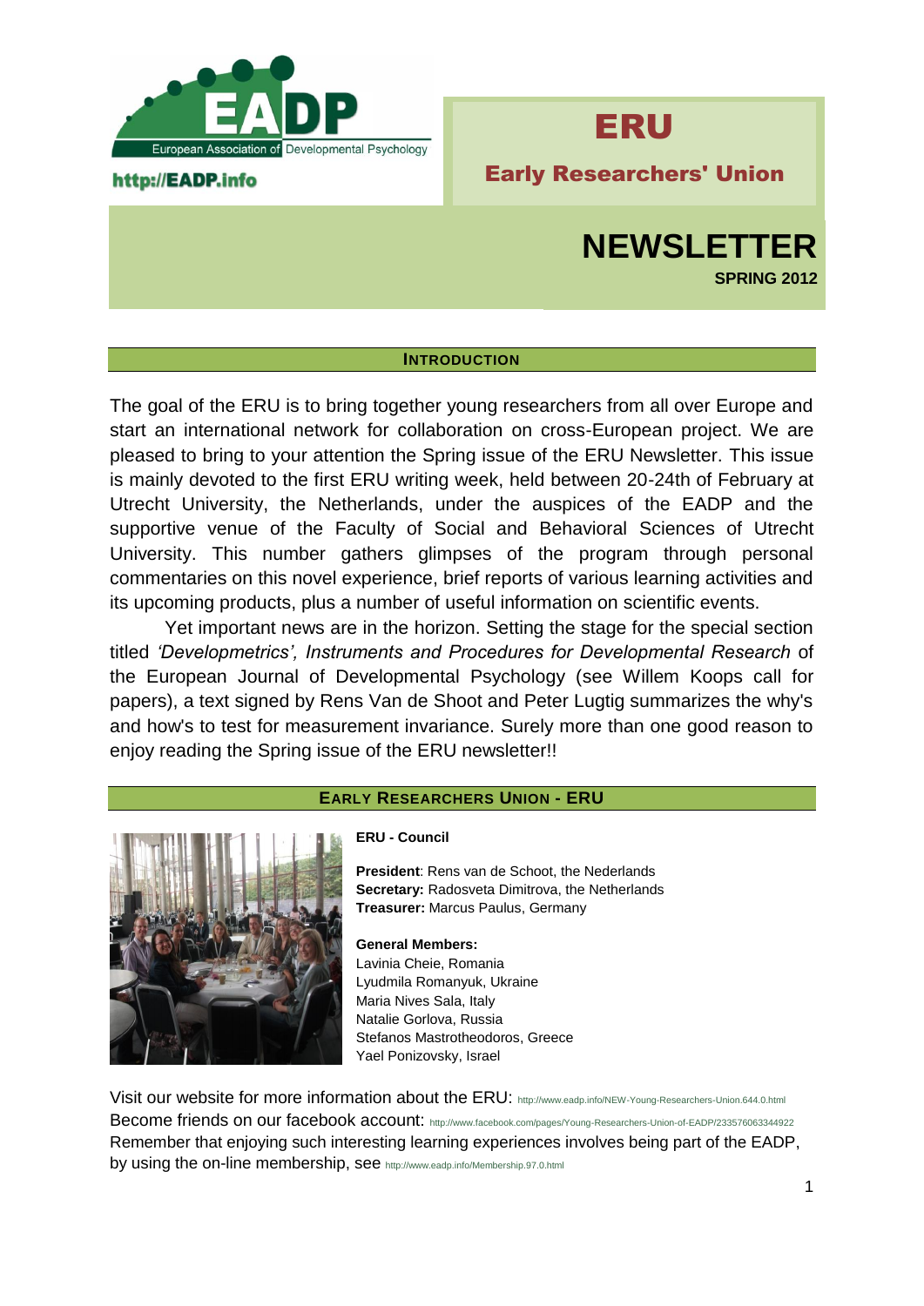EADP

European Association of Developmental Psychology

http://EADP.info

# ERU

## Early Researchers' Union

# NEWSLETTER

**SPRING 2012**

## INTRODUCTION

The goal of the ERU is to bring together young researchers from all over Europe and start an international network for collaboration on cross-European project. We are pleased to bring to your attention the Spring issue of the ERU Newsletter. This issue is mainly devoted to the first ERU writing week, held between 20-24th of February at Utrecht University, the Netherlands, under the auspices of the EADP and the supportive venue of the Faculty of Social and Behavioral Sciences of Utrecht University. This number gathers glimpses of the program through personal commentaries on this novel experience, brief reports of various learning activities and its upcoming products, plus a number of useful information on scientific events.

Yet important news are in the horizon. Setting the stage for the special section titled *'Developmetrics', Instruments and Procedures for Developmental Research* of the European Journal of Developmental Psychology (see Willem Koops call for papers), a text signed by Rens Van de Shoot and Peter Lugtig summarizes the why's and how's to test for measurement invariance. Surely more than one good reason to enjoy reading the Spring issue of the ERU newsletter!!

## EARLY RESEARCHERS UNION - ERU

**ERU - Council**

**President**: Rens van de Schoot, the Nederlands
**Secretary:** Radosveta Dimitrova, the Netherlands
**Treasurer:** Marcus Paulus, Germany

**General Members:**
Lavinia Cheie, Romania
Lyudmila Romanyuk, Ukraine
Maria Nives Sala, Italy
Natalie Gorlova, Russia
Stefanos Mastrotheodoros, Greece
Yael Ponizovsky, Israel

Visit our website for more information about the ERU: http://www.eadp.info/NEW-Young-Researchers-Union.644.0.html
Become friends on our facebook account: http://www.facebook.com/pages/Young-Researchers-Union-of-EADP/233576063344922
Remember that enjoying such interesting learning experiences involves being part of the EADP, by using the on-line membership, see http://www.eadp.info/Membership.97.0.html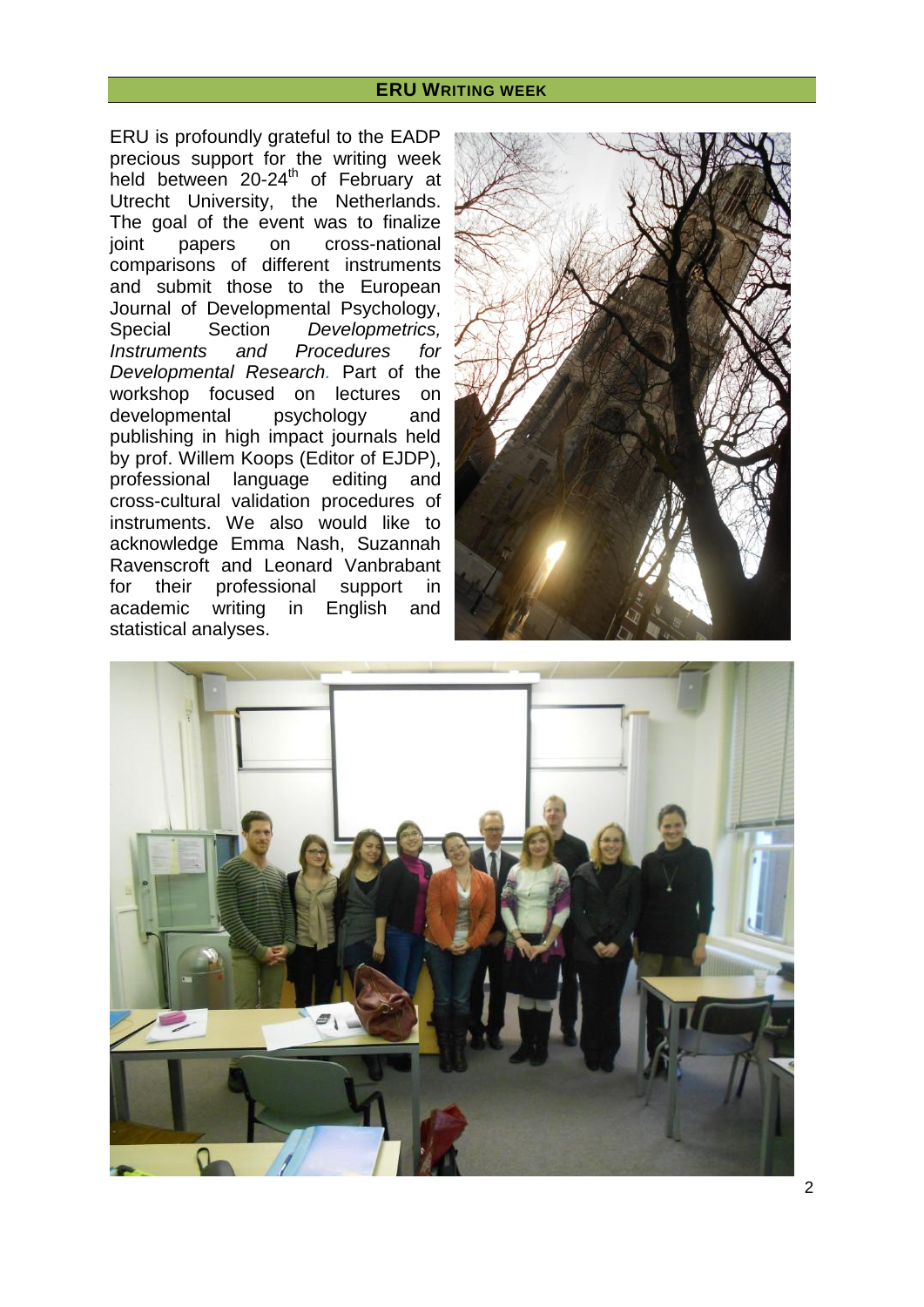## ERU WRITING WEEK

ERU is profoundly grateful to the EADP precious support for the writing week held between 20-24th of February at Utrecht University, the Netherlands. The goal of the event was to finalize joint papers on cross-national comparisons of different instruments and submit those to the European Journal of Developmental Psychology, Special Section *Developmetrics, Instruments and Procedures for Developmental Research*. Part of the workshop focused on lectures on developmental psychology and publishing in high impact journals held by prof. Willem Koops (Editor of EJDP), professional language editing and cross-cultural validation procedures of instruments. We also would like to acknowledge Emma Nash, Suzannah Ravenscroft and Leonard Vanbrabant for their professional support in academic writing in English and statistical analyses.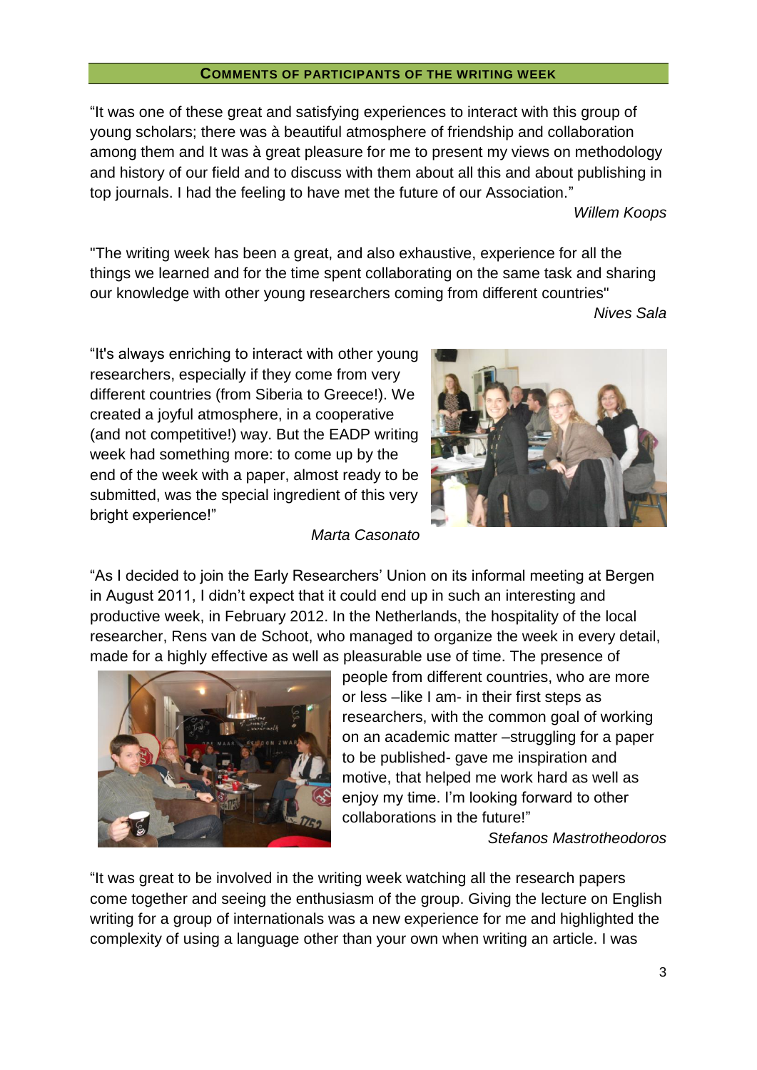## COMMENTS OF PARTICIPANTS OF THE WRITING WEEK

"It was one of these great and satisfying experiences to interact with this group of young scholars; there was à beautiful atmosphere of friendship and collaboration among them and It was à great pleasure for me to present my views on methodology and history of our field and to discuss with them about all this and about publishing in top journals. I had the feeling to have met the future of our Association."

*Willem Koops*

"The writing week has been a great, and also exhaustive, experience for all the things we learned and for the time spent collaborating on the same task and sharing our knowledge with other young researchers coming from different countries"

*Nives Sala*

"It's always enriching to interact with other young researchers, especially if they come from very different countries (from Siberia to Greece!). We created a joyful atmosphere, in a cooperative (and not competitive!) way. But the EADP writing week had something more: to come up by the end of the week with a paper, almost ready to be submitted, was the special ingredient of this very bright experience!"

*Marta Casonato*

"As I decided to join the Early Researchers' Union on its informal meeting at Bergen in August 2011, I didn't expect that it could end up in such an interesting and productive week, in February 2012. In the Netherlands, the hospitality of the local researcher, Rens van de Schoot, who managed to organize the week in every detail, made for a highly effective as well as pleasurable use of time. The presence of people from different countries, who are more or less –like I am- in their first steps as researchers, with the common goal of working on an academic matter –struggling for a paper to be published- gave me inspiration and motive, that helped me work hard as well as enjoy my time. I'm looking forward to other collaborations in the future!"

*Stefanos Mastrotheodoros*

"It was great to be involved in the writing week watching all the research papers come together and seeing the enthusiasm of the group. Giving the lecture on English writing for a group of internationals was a new experience for me and highlighted the complexity of using a language other than your own when writing an article. I was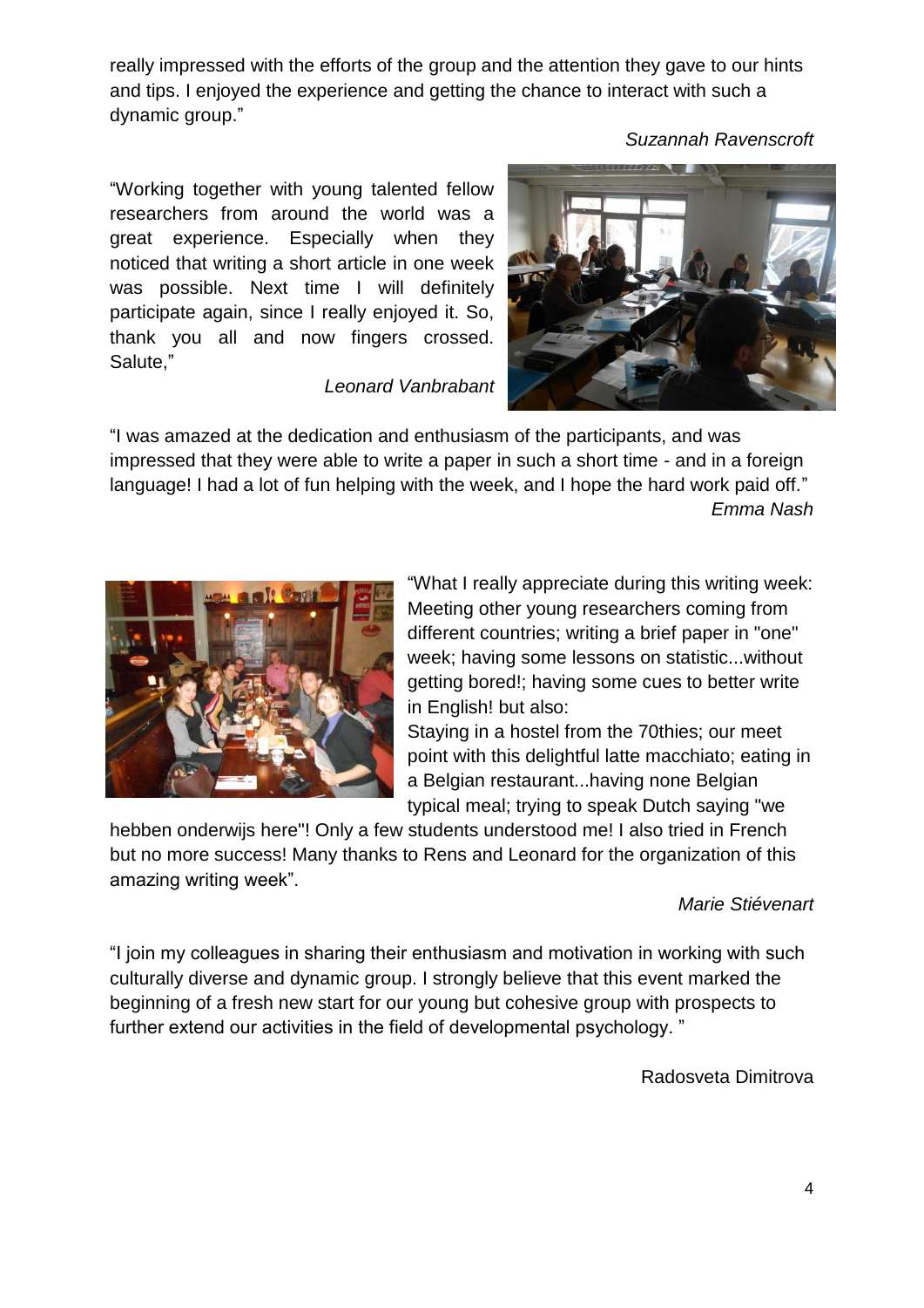really impressed with the efforts of the group and the attention they gave to our hints and tips. I enjoyed the experience and getting the chance to interact with such a dynamic group."

*Suzannah Ravenscroft*

"Working together with young talented fellow researchers from around the world was a great experience. Especially when they noticed that writing a short article in one week was possible. Next time I will definitely participate again, since I really enjoyed it. So, thank you all and now fingers crossed. Salute,"

*Leonard Vanbrabant*

"I was amazed at the dedication and enthusiasm of the participants, and was impressed that they were able to write a paper in such a short time - and in a foreign language! I had a lot of fun helping with the week, and I hope the hard work paid off."

*Emma Nash*

"What I really appreciate during this writing week: Meeting other young researchers coming from different countries; writing a brief paper in "one" week; having some lessons on statistic...without getting bored!; having some cues to better write in English! but also:
Staying in a hostel from the 70thies; our meet point with this delightful latte macchiato; eating in a Belgian restaurant...having none Belgian typical meal; trying to speak Dutch saying "we hebben onderwijs here"! Only a few students understood me! I also tried in French but no more success! Many thanks to Rens and Leonard for the organization of this amazing writing week".

*Marie Stiévenart*

"I join my colleagues in sharing their enthusiasm and motivation in working with such culturally diverse and dynamic group. I strongly believe that this event marked the beginning of a fresh new start for our young but cohesive group with prospects to further extend our activities in the field of developmental psychology. "

Radosveta Dimitrova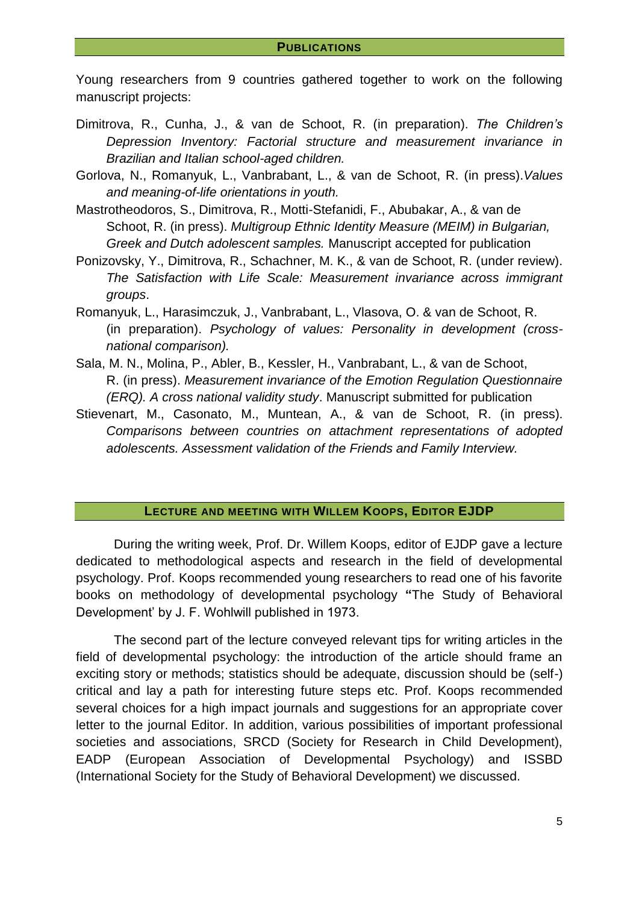## PUBLICATIONS

Young researchers from 9 countries gathered together to work on the following manuscript projects:

Dimitrova, R., Cunha, J., & van de Schoot, R. (in preparation). *The Children's Depression Inventory: Factorial structure and measurement invariance in Brazilian and Italian school-aged children.*

Gorlova, N., Romanyuk, L., Vanbrabant, L., & van de Schoot, R. (in press).*Values and meaning-of-life orientations in youth.*

Mastrotheodoros, S., Dimitrova, R., Motti-Stefanidi, F., Abubakar, A., & van de Schoot, R. (in press). *Multigroup Ethnic Identity Measure (MEIM) in Bulgarian, Greek and Dutch adolescent samples.* Manuscript accepted for publication

Ponizovsky, Y., Dimitrova, R., Schachner, M. K., & van de Schoot, R. (under review). *The Satisfaction with Life Scale: Measurement invariance across immigrant groups*.

Romanyuk, L., Harasimczuk, J., Vanbrabant, L., Vlasova, O. & van de Schoot, R. (in preparation). *Psychology of values: Personality in development (cross-national comparison).*

Sala, M. N., Molina, P., Abler, B., Kessler, H., Vanbrabant, L., & van de Schoot, R. (in press). *Measurement invariance of the Emotion Regulation Questionnaire (ERQ). A cross national validity study*. Manuscript submitted for publication

Stievenart, M., Casonato, M., Muntean, A., & van de Schoot, R. (in press). *Comparisons between countries on attachment representations of adopted adolescents. Assessment validation of the Friends and Family Interview.*

## LECTURE AND MEETING WITH WILLEM KOOPS, EDITOR EJDP

During the writing week, Prof. Dr. Willem Koops, editor of EJDP gave a lecture dedicated to methodological aspects and research in the field of developmental psychology. Prof. Koops recommended young researchers to read one of his favorite books on methodology of developmental psychology **"**The Study of Behavioral Development' by J. F. Wohlwill published in 1973.

The second part of the lecture conveyed relevant tips for writing articles in the field of developmental psychology: the introduction of the article should frame an exciting story or methods; statistics should be adequate, discussion should be (self-) critical and lay a path for interesting future steps etc. Prof. Koops recommended several choices for a high impact journals and suggestions for an appropriate cover letter to the journal Editor. In addition, various possibilities of important professional societies and associations, SRCD (Society for Research in Child Development), EADP (European Association of Developmental Psychology) and ISSBD (International Society for the Study of Behavioral Development) we discussed.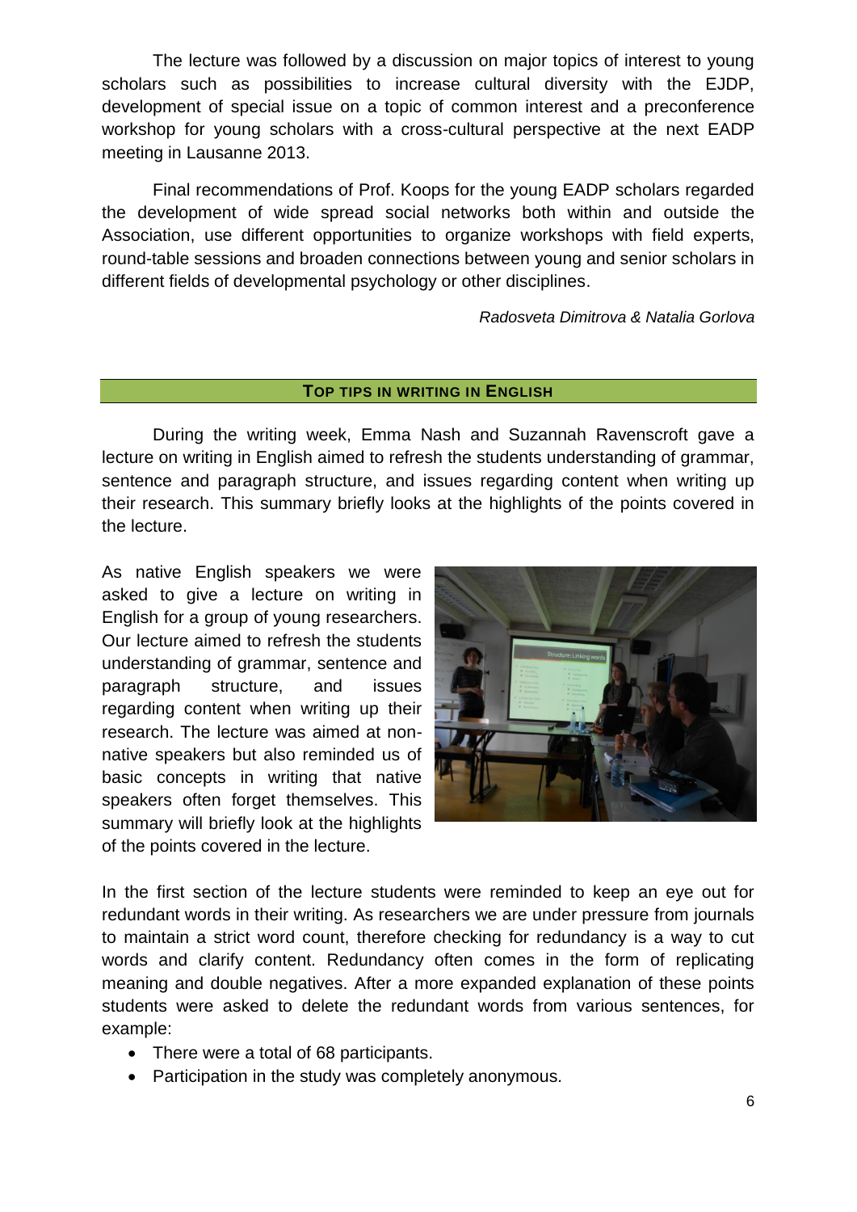The lecture was followed by a discussion on major topics of interest to young scholars such as possibilities to increase cultural diversity with the EJDP, development of special issue on a topic of common interest and a preconference workshop for young scholars with a cross-cultural perspective at the next EADP meeting in Lausanne 2013.

Final recommendations of Prof. Koops for the young EADP scholars regarded the development of wide spread social networks both within and outside the Association, use different opportunities to organize workshops with field experts, round-table sessions and broaden connections between young and senior scholars in different fields of developmental psychology or other disciplines.

*Radosveta Dimitrova & Natalia Gorlova*

## TOP TIPS IN WRITING IN ENGLISH

During the writing week, Emma Nash and Suzannah Ravenscroft gave a lecture on writing in English aimed to refresh the students understanding of grammar, sentence and paragraph structure, and issues regarding content when writing up their research. This summary briefly looks at the highlights of the points covered in the lecture.

As native English speakers we were asked to give a lecture on writing in English for a group of young researchers. Our lecture aimed to refresh the students understanding of grammar, sentence and paragraph structure, and issues regarding content when writing up their research. The lecture was aimed at non-native speakers but also reminded us of basic concepts in writing that native speakers often forget themselves. This summary will briefly look at the highlights of the points covered in the lecture.

In the first section of the lecture students were reminded to keep an eye out for redundant words in their writing. As researchers we are under pressure from journals to maintain a strict word count, therefore checking for redundancy is a way to cut words and clarify content. Redundancy often comes in the form of replicating meaning and double negatives. After a more expanded explanation of these points students were asked to delete the redundant words from various sentences, for example:

- There were a total of 68 participants.
- Participation in the study was completely anonymous.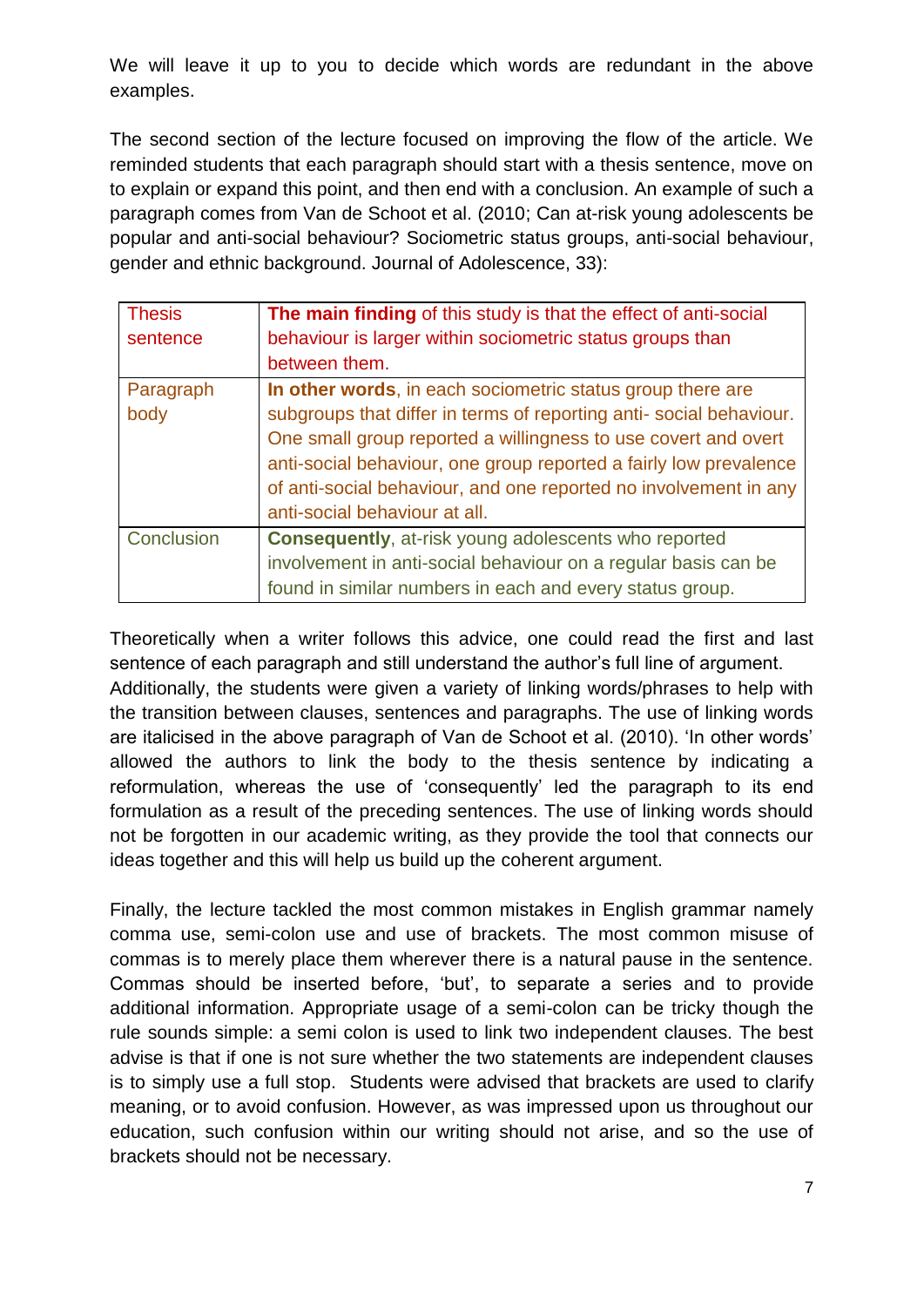We will leave it up to you to decide which words are redundant in the above examples.

The second section of the lecture focused on improving the flow of the article. We reminded students that each paragraph should start with a thesis sentence, move on to explain or expand this point, and then end with a conclusion. An example of such a paragraph comes from Van de Schoot et al. (2010; Can at-risk young adolescents be popular and anti-social behaviour? Sociometric status groups, anti-social behaviour, gender and ethnic background. Journal of Adolescence, 33):

| | |
|---|---|
| Thesis sentence | **The main finding** of this study is that the effect of anti-social behaviour is larger within sociometric status groups than between them. |
| Paragraph body | **In other words**, in each sociometric status group there are subgroups that differ in terms of reporting anti- social behaviour. One small group reported a willingness to use covert and overt anti-social behaviour, one group reported a fairly low prevalence of anti-social behaviour, and one reported no involvement in any anti-social behaviour at all. |
| Conclusion | **Consequently**, at-risk young adolescents who reported involvement in anti-social behaviour on a regular basis can be found in similar numbers in each and every status group. |

Theoretically when a writer follows this advice, one could read the first and last sentence of each paragraph and still understand the author's full line of argument. Additionally, the students were given a variety of linking words/phrases to help with the transition between clauses, sentences and paragraphs. The use of linking words are italicised in the above paragraph of Van de Schoot et al. (2010). 'In other words' allowed the authors to link the body to the thesis sentence by indicating a reformulation, whereas the use of 'consequently' led the paragraph to its end formulation as a result of the preceding sentences. The use of linking words should not be forgotten in our academic writing, as they provide the tool that connects our ideas together and this will help us build up the coherent argument.

Finally, the lecture tackled the most common mistakes in English grammar namely comma use, semi-colon use and use of brackets. The most common misuse of commas is to merely place them wherever there is a natural pause in the sentence. Commas should be inserted before, 'but', to separate a series and to provide additional information. Appropriate usage of a semi-colon can be tricky though the rule sounds simple: a semi colon is used to link two independent clauses. The best advise is that if one is not sure whether the two statements are independent clauses is to simply use a full stop. Students were advised that brackets are used to clarify meaning, or to avoid confusion. However, as was impressed upon us throughout our education, such confusion within our writing should not arise, and so the use of brackets should not be necessary.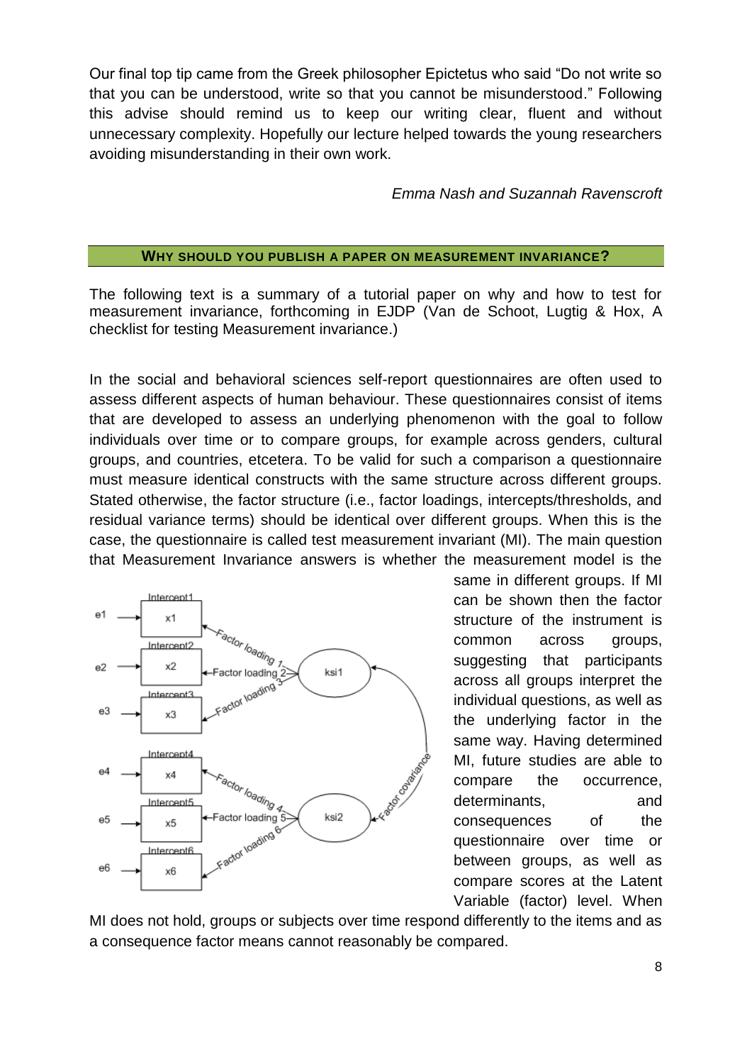Our final top tip came from the Greek philosopher Epictetus who said "Do not write so that you can be understood, write so that you cannot be misunderstood." Following this advise should remind us to keep our writing clear, fluent and without unnecessary complexity. Hopefully our lecture helped towards the young researchers avoiding misunderstanding in their own work.

*Emma Nash and Suzannah Ravenscroft*

## WHY SHOULD YOU PUBLISH A PAPER ON MEASUREMENT INVARIANCE?

The following text is a summary of a tutorial paper on why and how to test for measurement invariance, forthcoming in EJDP (Van de Schoot, Lugtig & Hox, A checklist for testing Measurement invariance.)

In the social and behavioral sciences self-report questionnaires are often used to assess different aspects of human behaviour. These questionnaires consist of items that are developed to assess an underlying phenomenon with the goal to follow individuals over time or to compare groups, for example across genders, cultural groups, and countries, etcetera. To be valid for such a comparison a questionnaire must measure identical constructs with the same structure across different groups. Stated otherwise, the factor structure (i.e., factor loadings, intercepts/thresholds, and residual variance terms) should be identical over different groups. When this is the case, the questionnaire is called test measurement invariant (MI). The main question that Measurement Invariance answers is whether the measurement model is the same in different groups. If MI can be shown then the factor structure of the instrument is common across groups, suggesting that participants across all groups interpret the individual questions, as well as the underlying factor in the same way. Having determined MI, future studies are able to compare the occurrence, determinants, and consequences of the questionnaire over time or between groups, as well as compare scores at the Latent Variable (factor) level. When MI does not hold, groups or subjects over time respond differently to the items and as a consequence factor means cannot reasonably be compared.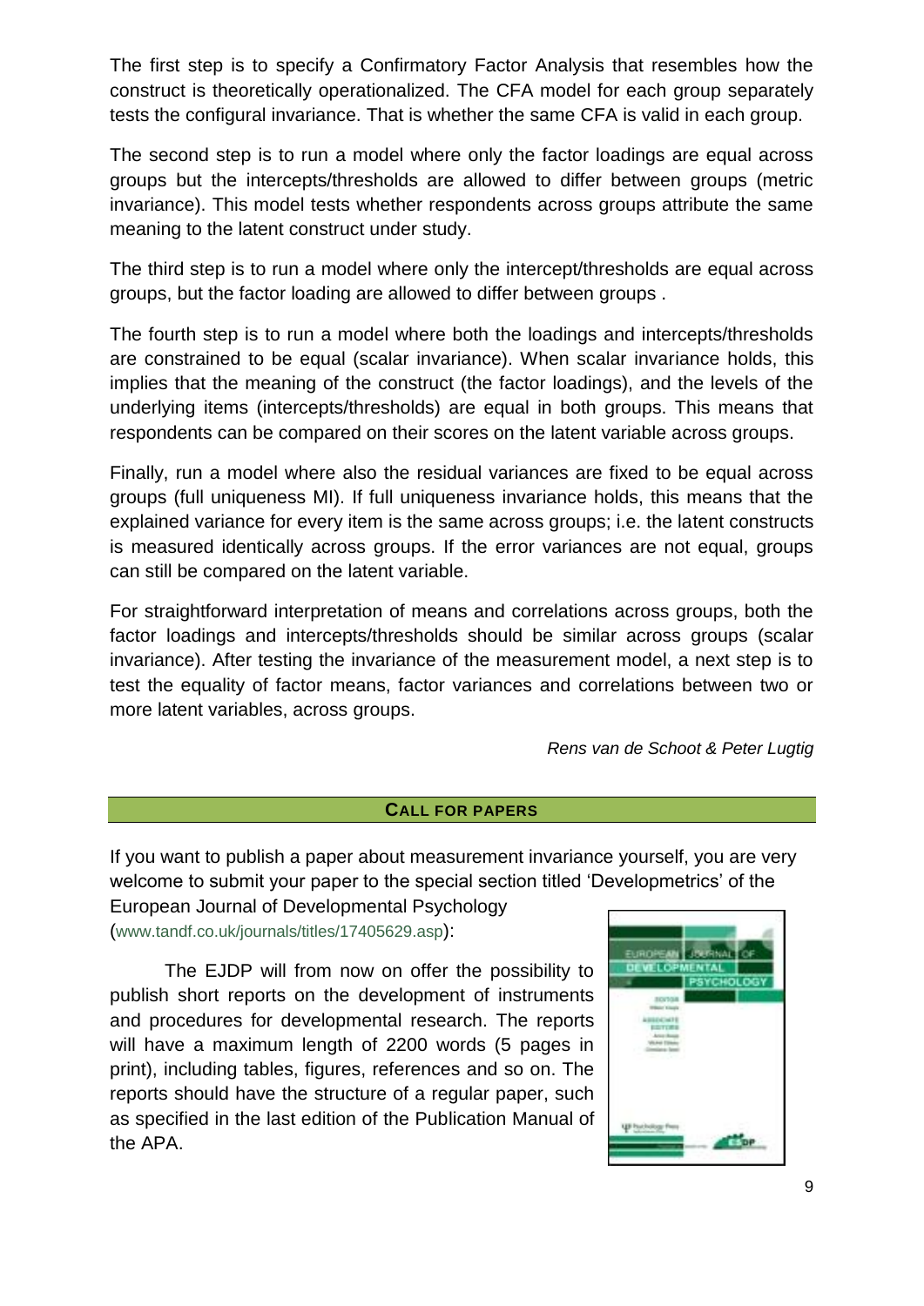The first step is to specify a Confirmatory Factor Analysis that resembles how the construct is theoretically operationalized. The CFA model for each group separately tests the configural invariance. That is whether the same CFA is valid in each group.

The second step is to run a model where only the factor loadings are equal across groups but the intercepts/thresholds are allowed to differ between groups (metric invariance). This model tests whether respondents across groups attribute the same meaning to the latent construct under study.

The third step is to run a model where only the intercept/thresholds are equal across groups, but the factor loading are allowed to differ between groups .

The fourth step is to run a model where both the loadings and intercepts/thresholds are constrained to be equal (scalar invariance). When scalar invariance holds, this implies that the meaning of the construct (the factor loadings), and the levels of the underlying items (intercepts/thresholds) are equal in both groups. This means that respondents can be compared on their scores on the latent variable across groups.

Finally, run a model where also the residual variances are fixed to be equal across groups (full uniqueness MI). If full uniqueness invariance holds, this means that the explained variance for every item is the same across groups; i.e. the latent constructs is measured identically across groups. If the error variances are not equal, groups can still be compared on the latent variable.

For straightforward interpretation of means and correlations across groups, both the factor loadings and intercepts/thresholds should be similar across groups (scalar invariance). After testing the invariance of the measurement model, a next step is to test the equality of factor means, factor variances and correlations between two or more latent variables, across groups.

*Rens van de Schoot & Peter Lugtig*

## CALL FOR PAPERS

If you want to publish a paper about measurement invariance yourself, you are very welcome to submit your paper to the special section titled 'Developmetrics' of the European Journal of Developmental Psychology (www.tandf.co.uk/journals/titles/17405629.asp):

The EJDP will from now on offer the possibility to publish short reports on the development of instruments and procedures for developmental research. The reports will have a maximum length of 2200 words (5 pages in print), including tables, figures, references and so on. The reports should have the structure of a regular paper, such as specified in the last edition of the Publication Manual of the APA.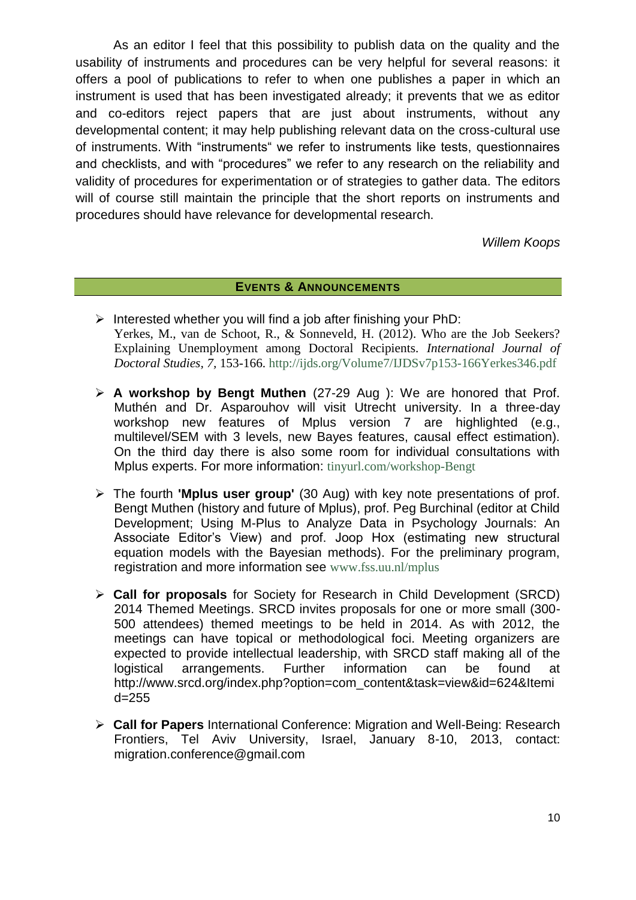As an editor I feel that this possibility to publish data on the quality and the usability of instruments and procedures can be very helpful for several reasons: it offers a pool of publications to refer to when one publishes a paper in which an instrument is used that has been investigated already; it prevents that we as editor and co-editors reject papers that are just about instruments, without any developmental content; it may help publishing relevant data on the cross-cultural use of instruments. With "instruments" we refer to instruments like tests, questionnaires and checklists, and with "procedures" we refer to any research on the reliability and validity of procedures for experimentation or of strategies to gather data. The editors will of course still maintain the principle that the short reports on instruments and procedures should have relevance for developmental research.

*Willem Koops*

## EVENTS & ANNOUNCEMENTS

- Interested whether you will find a job after finishing your PhD:
  Yerkes, M., van de Schoot, R., & Sonneveld, H. (2012). Who are the Job Seekers? Explaining Unemployment among Doctoral Recipients. *International Journal of Doctoral Studies, 7*, 153-166. http://ijds.org/Volume7/IJDSv7p153-166Yerkes346.pdf

- **A workshop by Bengt Muthen** (27-29 Aug ): We are honored that Prof. Muthén and Dr. Asparouhov will visit Utrecht university. In a three-day workshop new features of Mplus version 7 are highlighted (e.g., multilevel/SEM with 3 levels, new Bayes features, causal effect estimation). On the third day there is also some room for individual consultations with Mplus experts. For more information: tinyurl.com/workshop-Bengt

- The fourth **'Mplus user group'** (30 Aug) with key note presentations of prof. Bengt Muthen (history and future of Mplus), prof. Peg Burchinal (editor at Child Development; Using M-Plus to Analyze Data in Psychology Journals: An Associate Editor's View) and prof. Joop Hox (estimating new structural equation models with the Bayesian methods). For the preliminary program, registration and more information see www.fss.uu.nl/mplus

- **Call for proposals** for Society for Research in Child Development (SRCD) 2014 Themed Meetings. SRCD invites proposals for one or more small (300-500 attendees) themed meetings to be held in 2014. As with 2012, the meetings can have topical or methodological foci. Meeting organizers are expected to provide intellectual leadership, with SRCD staff making all of the logistical arrangements. Further information can be found at http://www.srcd.org/index.php?option=com_content&task=view&id=624&Itemid=255

- **Call for Papers** International Conference: Migration and Well-Being: Research Frontiers, Tel Aviv University, Israel, January 8-10, 2013, contact: migration.conference@gmail.com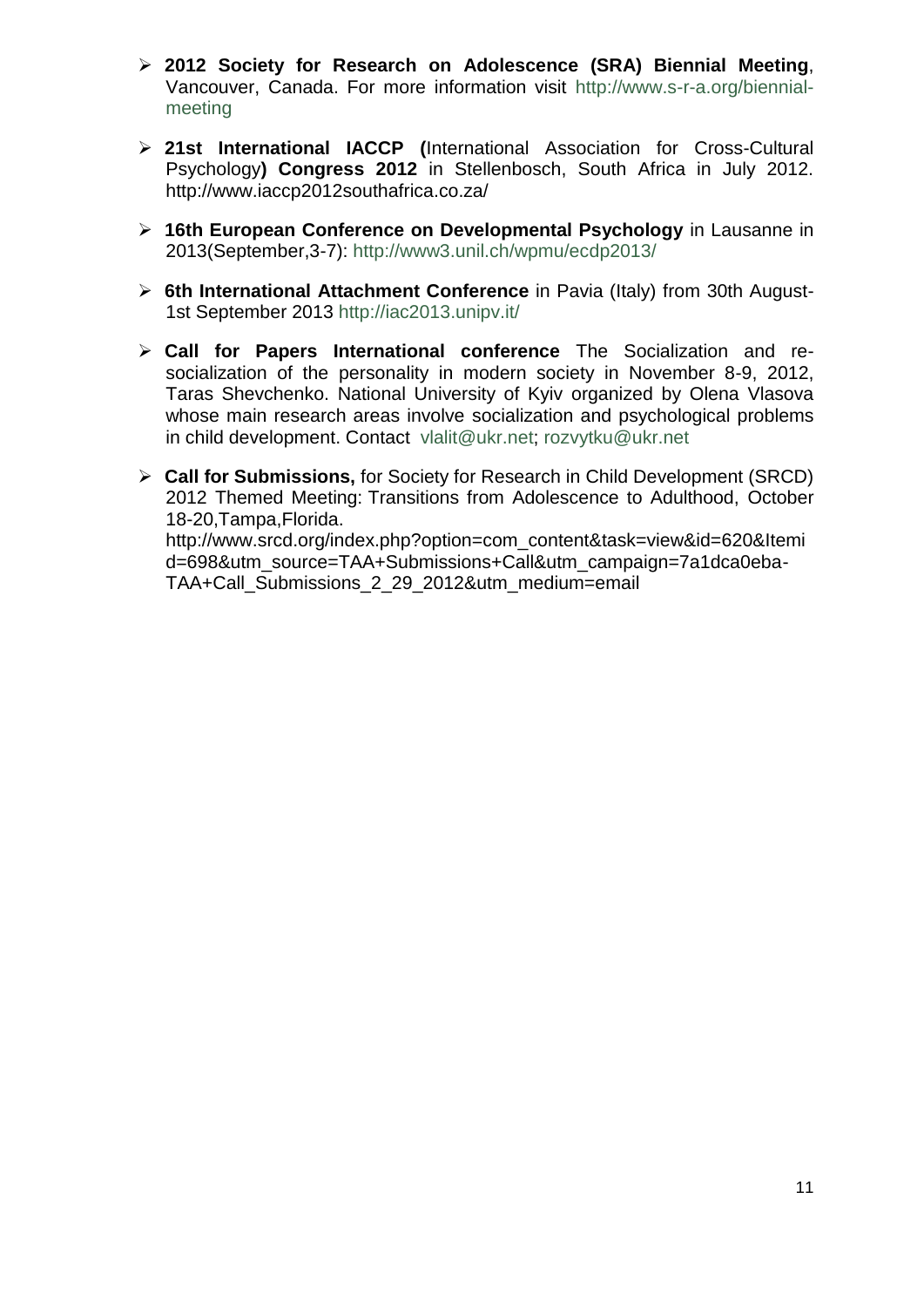- **2012 Society for Research on Adolescence (SRA) Biennial Meeting**, Vancouver, Canada. For more information visit http://www.s-r-a.org/biennial-meeting

- **21st International IACCP (**International Association for Cross-Cultural Psychology**) Congress 2012** in Stellenbosch, South Africa in July 2012. http://www.iaccp2012southafrica.co.za/

- **16th European Conference on Developmental Psychology** in Lausanne in 2013(September,3-7): http://www3.unil.ch/wpmu/ecdp2013/

- **6th International Attachment Conference** in Pavia (Italy) from 30th August-1st September 2013 http://iac2013.unipv.it/

- **Call for Papers International conference** The Socialization and re-socialization of the personality in modern society in November 8-9, 2012, Taras Shevchenko. National University of Kyiv organized by Olena Vlasova whose main research areas involve socialization and psychological problems in child development. Contact vlalit@ukr.net; rozvytku@ukr.net

- **Call for Submissions,** for Society for Research in Child Development (SRCD) 2012 Themed Meeting: Transitions from Adolescence to Adulthood, October 18-20,Tampa,Florida.
  http://www.srcd.org/index.php?option=com_content&task=view&id=620&Itemid=698&utm_source=TAA+Submissions+Call&utm_campaign=7a1dca0eba-TAA+Call_Submissions_2_29_2012&utm_medium=email